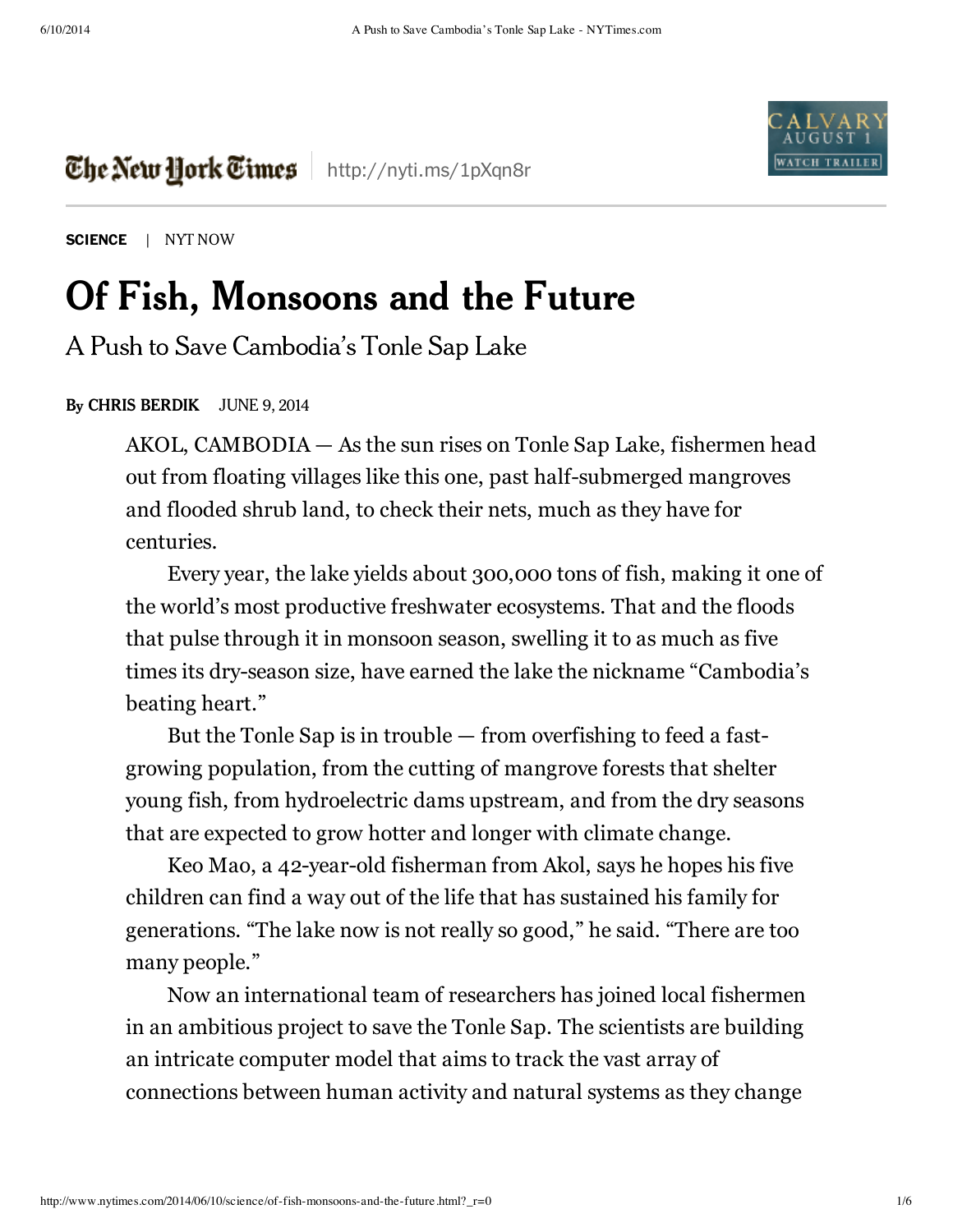SCIENCE | NYT NOW

# Of Fish, Monsoons and the Future

## A Push to Save Cambodia's Tonle Sap Lake

By CHRIS BERDIK JUNE 9, 2014

AKOL, CAMBODIA — As the sun rises on Tonle Sap Lake, fishermen head out from floating villages like this one, past half-submerged mangroves and flooded shrub land, to check their nets, much as they have for centuries.

Every year, the lake yields about 300,000 tons of fish, making it one of the world's most productive freshwater ecosystems. That and the floods that pulse through it in monsoon season, swelling it to as much as five times its dry-season size, have earned the lake the nickname "Cambodia's beating heart."

But the Tonle Sap is in trouble — from overfishing to feed a fast-growing population, from the cutting of mangrove forests that shelter young fish, from hydroelectric dams upstream, and from the dry seasons that are expected to grow hotter and longer with climate change.

Keo Mao, a 42-year-old fisherman from Akol, says he hopes his five children can find a way out of the life that has sustained his family for generations. "The lake now is not really so good," he said. "There are too many people."

Now an international team of researchers has joined local fishermen in an ambitious project to save the Tonle Sap. The scientists are building an intricate computer model that aims to track the vast array of connections between human activity and natural systems as they change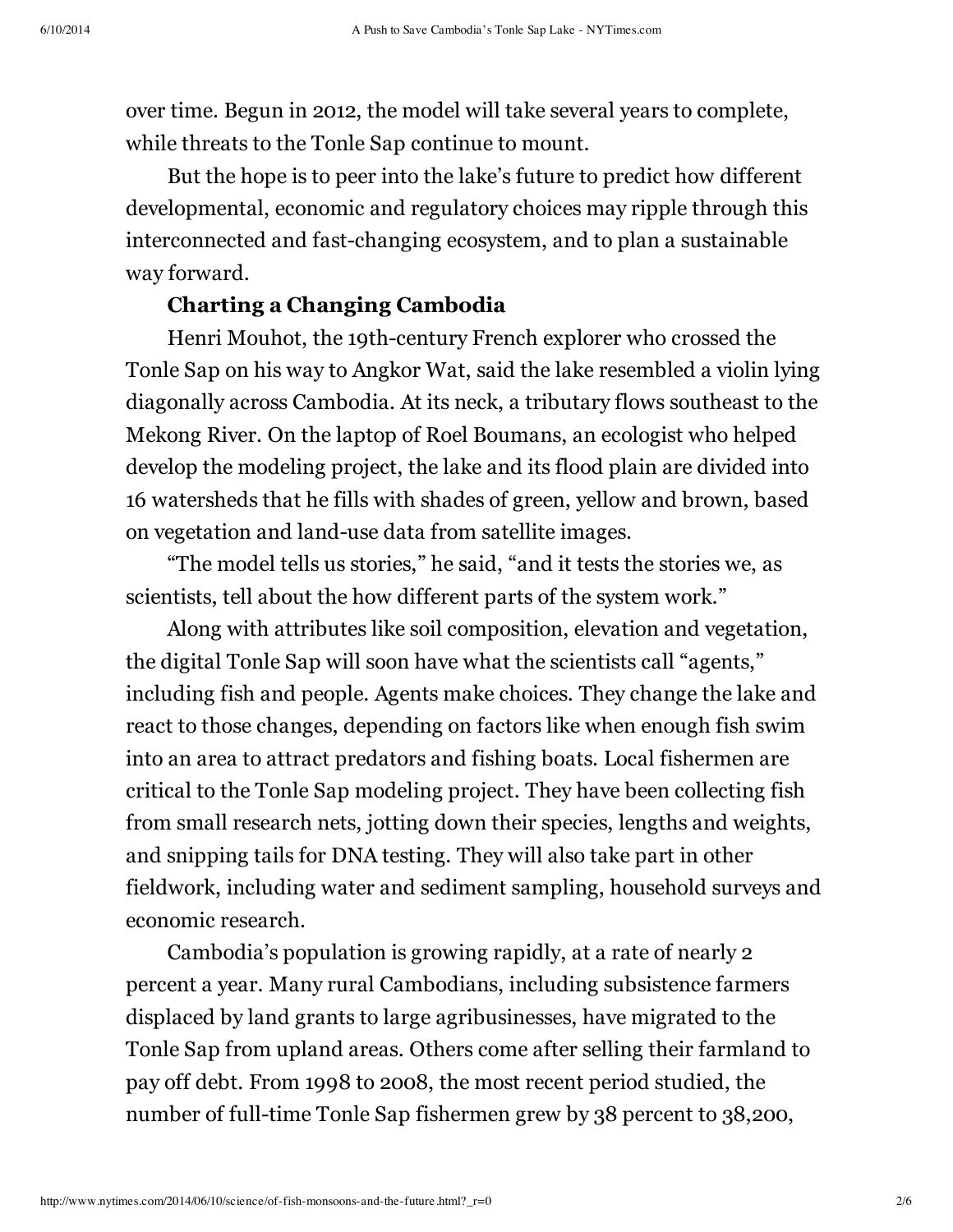over time. Begun in 2012, the model will take several years to complete, while threats to the Tonle Sap continue to mount.

But the hope is to peer into the lake's future to predict how different developmental, economic and regulatory choices may ripple through this interconnected and fast-changing ecosystem, and to plan a sustainable way forward.

**Charting a Changing Cambodia**

Henri Mouhot, the 19th-century French explorer who crossed the Tonle Sap on his way to Angkor Wat, said the lake resembled a violin lying diagonally across Cambodia. At its neck, a tributary flows southeast to the Mekong River. On the laptop of Roel Boumans, an ecologist who helped develop the modeling project, the lake and its flood plain are divided into 16 watersheds that he fills with shades of green, yellow and brown, based on vegetation and land-use data from satellite images.

"The model tells us stories," he said, "and it tests the stories we, as scientists, tell about the how different parts of the system work."

Along with attributes like soil composition, elevation and vegetation, the digital Tonle Sap will soon have what the scientists call "agents," including fish and people. Agents make choices. They change the lake and react to those changes, depending on factors like when enough fish swim into an area to attract predators and fishing boats. Local fishermen are critical to the Tonle Sap modeling project. They have been collecting fish from small research nets, jotting down their species, lengths and weights, and snipping tails for DNA testing. They will also take part in other fieldwork, including water and sediment sampling, household surveys and economic research.

Cambodia's population is growing rapidly, at a rate of nearly 2 percent a year. Many rural Cambodians, including subsistence farmers displaced by land grants to large agribusinesses, have migrated to the Tonle Sap from upland areas. Others come after selling their farmland to pay off debt. From 1998 to 2008, the most recent period studied, the number of full-time Tonle Sap fishermen grew by 38 percent to 38,200,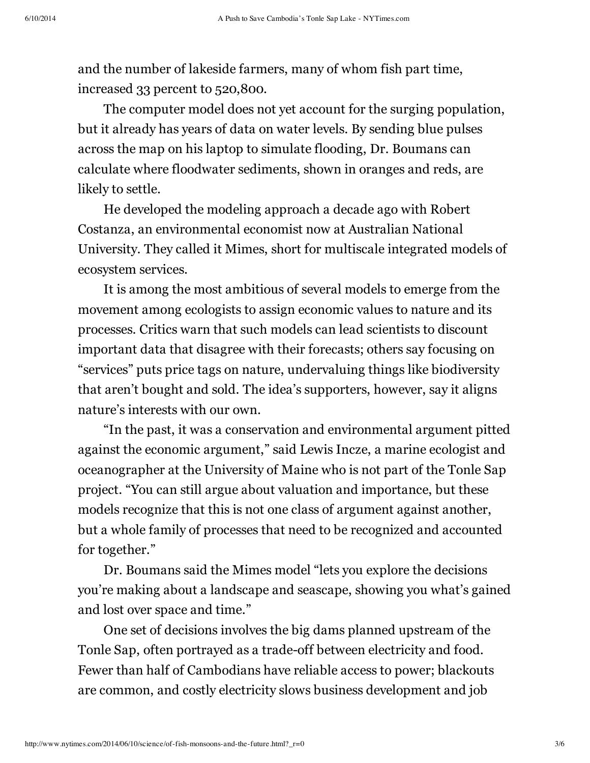and the number of lakeside farmers, many of whom fish part time, increased 33 percent to 520,800.

The computer model does not yet account for the surging population, but it already has years of data on water levels. By sending blue pulses across the map on his laptop to simulate flooding, Dr. Boumans can calculate where floodwater sediments, shown in oranges and reds, are likely to settle.

He developed the modeling approach a decade ago with Robert Costanza, an environmental economist now at Australian National University. They called it Mimes, short for multiscale integrated models of ecosystem services.

It is among the most ambitious of several models to emerge from the movement among ecologists to assign economic values to nature and its processes. Critics warn that such models can lead scientists to discount important data that disagree with their forecasts; others say focusing on "services" puts price tags on nature, undervaluing things like biodiversity that aren't bought and sold. The idea's supporters, however, say it aligns nature's interests with our own.

"In the past, it was a conservation and environmental argument pitted against the economic argument," said Lewis Incze, a marine ecologist and oceanographer at the University of Maine who is not part of the Tonle Sap project. "You can still argue about valuation and importance, but these models recognize that this is not one class of argument against another, but a whole family of processes that need to be recognized and accounted for together."

Dr. Boumans said the Mimes model "lets you explore the decisions you're making about a landscape and seascape, showing you what's gained and lost over space and time."

One set of decisions involves the big dams planned upstream of the Tonle Sap, often portrayed as a trade-off between electricity and food. Fewer than half of Cambodians have reliable access to power; blackouts are common, and costly electricity slows business development and job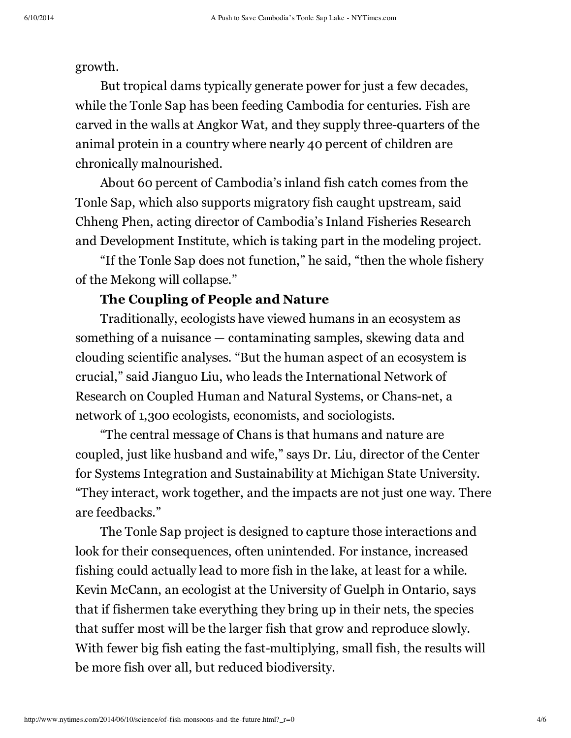growth.

But tropical dams typically generate power for just a few decades, while the Tonle Sap has been feeding Cambodia for centuries. Fish are carved in the walls at Angkor Wat, and they supply three-quarters of the animal protein in a country where nearly 40 percent of children are chronically malnourished.

About 60 percent of Cambodia's inland fish catch comes from the Tonle Sap, which also supports migratory fish caught upstream, said Chheng Phen, acting director of Cambodia's Inland Fisheries Research and Development Institute, which is taking part in the modeling project.

"If the Tonle Sap does not function," he said, "then the whole fishery of the Mekong will collapse."

**The Coupling of People and Nature**

Traditionally, ecologists have viewed humans in an ecosystem as something of a nuisance — contaminating samples, skewing data and clouding scientific analyses. "But the human aspect of an ecosystem is crucial," said Jianguo Liu, who leads the International Network of Research on Coupled Human and Natural Systems, or Chans-net, a network of 1,300 ecologists, economists, and sociologists.

"The central message of Chans is that humans and nature are coupled, just like husband and wife," says Dr. Liu, director of the Center for Systems Integration and Sustainability at Michigan State University. "They interact, work together, and the impacts are not just one way. There are feedbacks."

The Tonle Sap project is designed to capture those interactions and look for their consequences, often unintended. For instance, increased fishing could actually lead to more fish in the lake, at least for a while. Kevin McCann, an ecologist at the University of Guelph in Ontario, says that if fishermen take everything they bring up in their nets, the species that suffer most will be the larger fish that grow and reproduce slowly. With fewer big fish eating the fast-multiplying, small fish, the results will be more fish over all, but reduced biodiversity.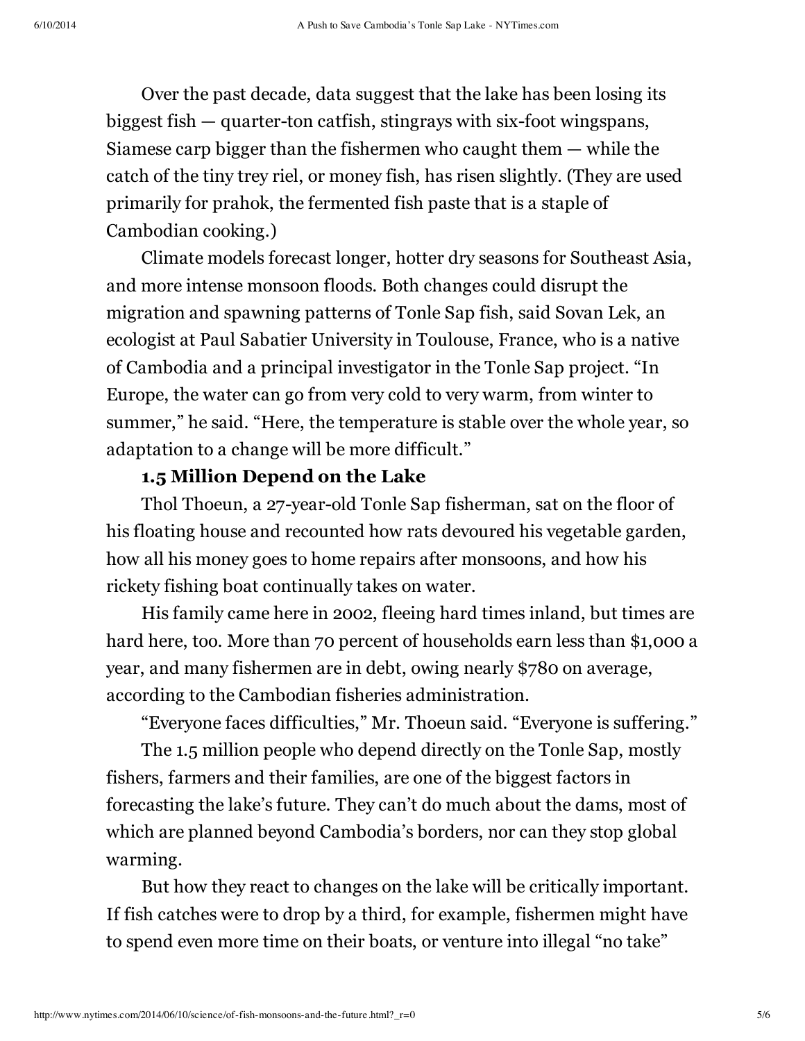Over the past decade, data suggest that the lake has been losing its biggest fish — quarter-ton catfish, stingrays with six-foot wingspans, Siamese carp bigger than the fishermen who caught them — while the catch of the tiny trey riel, or money fish, has risen slightly. (They are used primarily for prahok, the fermented fish paste that is a staple of Cambodian cooking.)

Climate models forecast longer, hotter dry seasons for Southeast Asia, and more intense monsoon floods. Both changes could disrupt the migration and spawning patterns of Tonle Sap fish, said Sovan Lek, an ecologist at Paul Sabatier University in Toulouse, France, who is a native of Cambodia and a principal investigator in the Tonle Sap project. "In Europe, the water can go from very cold to very warm, from winter to summer," he said. "Here, the temperature is stable over the whole year, so adaptation to a change will be more difficult."

**1.5 Million Depend on the Lake**

Thol Thoeun, a 27-year-old Tonle Sap fisherman, sat on the floor of his floating house and recounted how rats devoured his vegetable garden, how all his money goes to home repairs after monsoons, and how his rickety fishing boat continually takes on water.

His family came here in 2002, fleeing hard times inland, but times are hard here, too. More than 70 percent of households earn less than $1,000 a year, and many fishermen are in debt, owing nearly $780 on average, according to the Cambodian fisheries administration.

"Everyone faces difficulties," Mr. Thoeun said. "Everyone is suffering."

The 1.5 million people who depend directly on the Tonle Sap, mostly fishers, farmers and their families, are one of the biggest factors in forecasting the lake's future. They can't do much about the dams, most of which are planned beyond Cambodia's borders, nor can they stop global warming.

But how they react to changes on the lake will be critically important. If fish catches were to drop by a third, for example, fishermen might have to spend even more time on their boats, or venture into illegal "no take"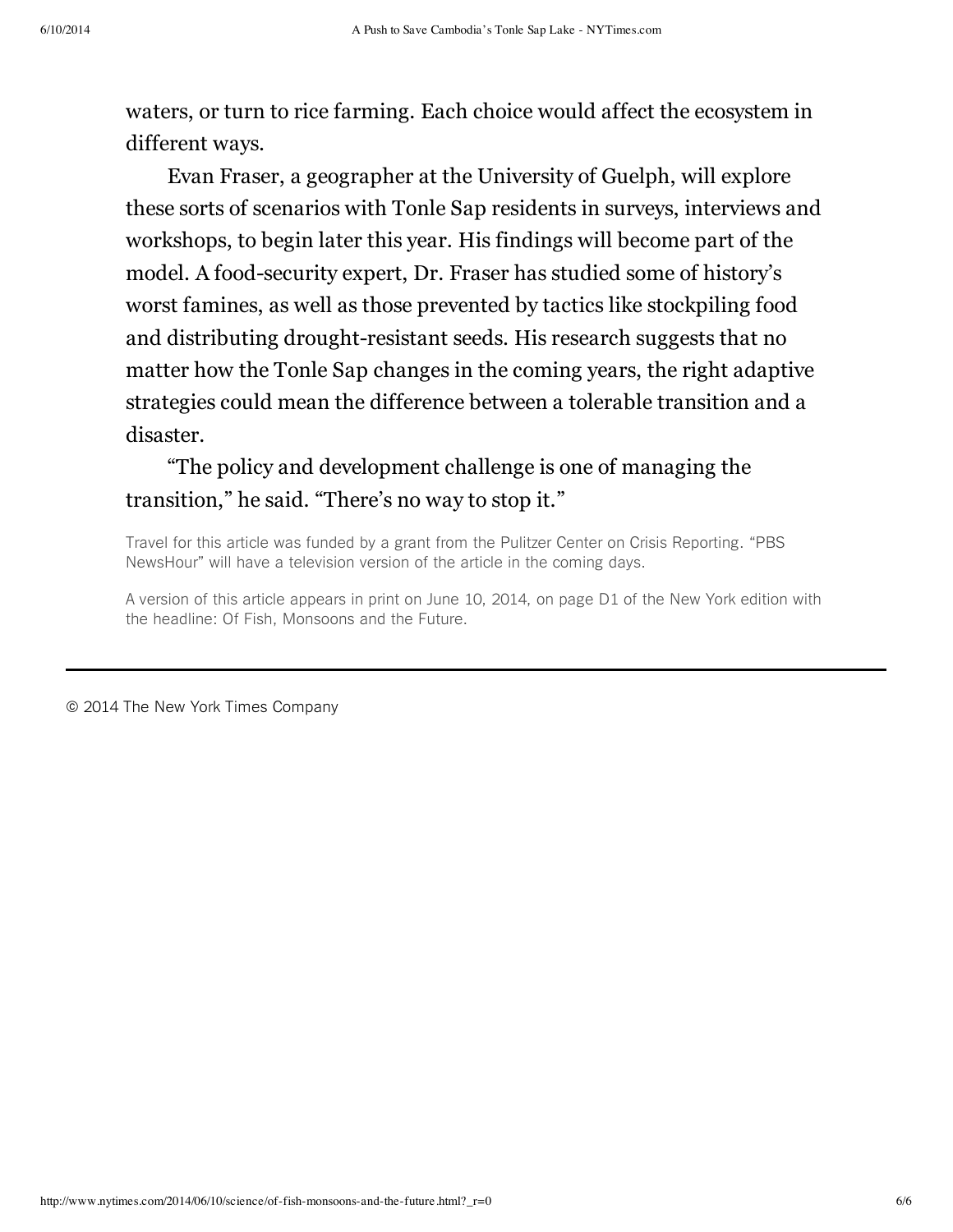waters, or turn to rice farming. Each choice would affect the ecosystem in different ways.

Evan Fraser, a geographer at the University of Guelph, will explore these sorts of scenarios with Tonle Sap residents in surveys, interviews and workshops, to begin later this year. His findings will become part of the model. A food-security expert, Dr. Fraser has studied some of history's worst famines, as well as those prevented by tactics like stockpiling food and distributing drought-resistant seeds. His research suggests that no matter how the Tonle Sap changes in the coming years, the right adaptive strategies could mean the difference between a tolerable transition and a disaster.

"The policy and development challenge is one of managing the transition," he said. "There's no way to stop it."

Travel for this article was funded by a grant from the Pulitzer Center on Crisis Reporting. "PBS NewsHour" will have a television version of the article in the coming days.

A version of this article appears in print on June 10, 2014, on page D1 of the New York edition with the headline: Of Fish, Monsoons and the Future.

---

© 2014 The New York Times Company